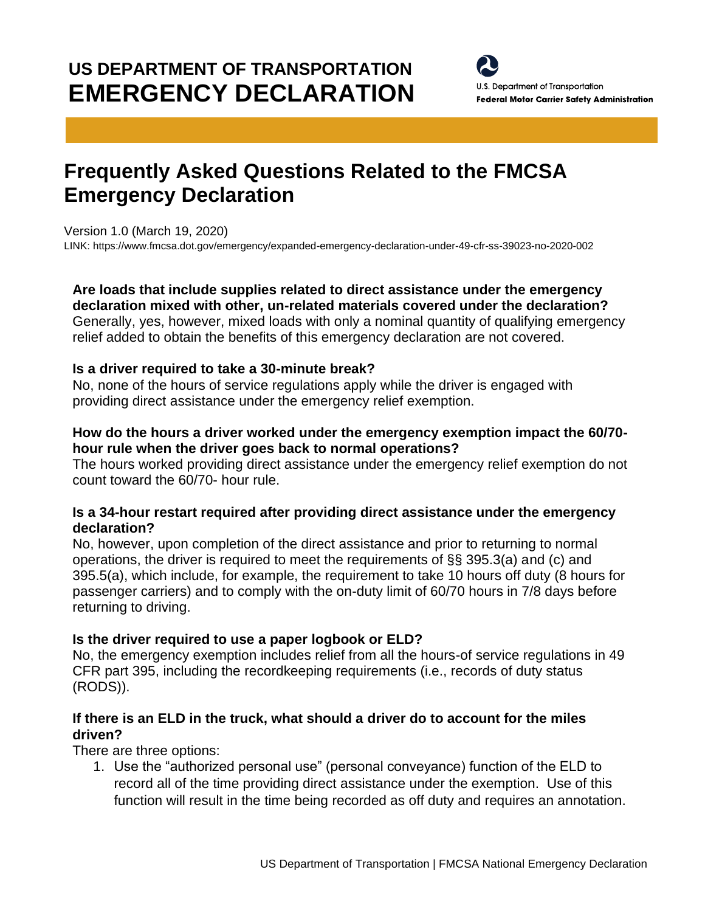# US DEPARTMENT OF TRANSPORTATION
# EMERGENCY DECLARATION

U.S. Department of Transportation
**Federal Motor Carrier Safety Administration**

## Frequently Asked Questions Related to the FMCSA Emergency Declaration

Version 1.0 (March 19, 2020)

LINK: https://www.fmcsa.dot.gov/emergency/expanded-emergency-declaration-under-49-cfr-ss-39023-no-2020-002

**Are loads that include supplies related to direct assistance under the emergency declaration mixed with other, un-related materials covered under the declaration?**
Generally, yes, however, mixed loads with only a nominal quantity of qualifying emergency relief added to obtain the benefits of this emergency declaration are not covered.

**Is a driver required to take a 30-minute break?**
No, none of the hours of service regulations apply while the driver is engaged with providing direct assistance under the emergency relief exemption.

**How do the hours a driver worked under the emergency exemption impact the 60/70-hour rule when the driver goes back to normal operations?**
The hours worked providing direct assistance under the emergency relief exemption do not count toward the 60/70- hour rule.

**Is a 34-hour restart required after providing direct assistance under the emergency declaration?**
No, however, upon completion of the direct assistance and prior to returning to normal operations, the driver is required to meet the requirements of §§ 395.3(a) and (c) and 395.5(a), which include, for example, the requirement to take 10 hours off duty (8 hours for passenger carriers) and to comply with the on-duty limit of 60/70 hours in 7/8 days before returning to driving.

**Is the driver required to use a paper logbook or ELD?**
No, the emergency exemption includes relief from all the hours-of service regulations in 49 CFR part 395, including the recordkeeping requirements (i.e., records of duty status (RODS)).

**If there is an ELD in the truck, what should a driver do to account for the miles driven?**
There are three options:

1. Use the "authorized personal use" (personal conveyance) function of the ELD to record all of the time providing direct assistance under the exemption. Use of this function will result in the time being recorded as off duty and requires an annotation.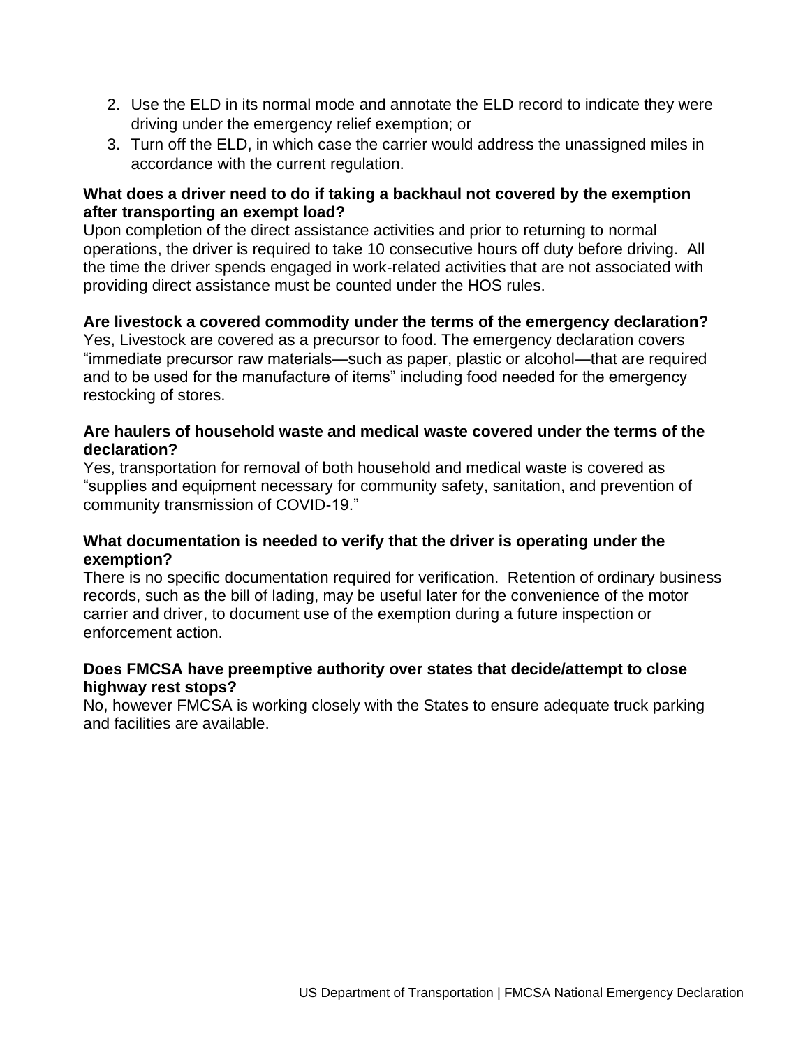2. Use the ELD in its normal mode and annotate the ELD record to indicate they were driving under the emergency relief exemption; or
3. Turn off the ELD, in which case the carrier would address the unassigned miles in accordance with the current regulation.

**What does a driver need to do if taking a backhaul not covered by the exemption after transporting an exempt load?**

Upon completion of the direct assistance activities and prior to returning to normal operations, the driver is required to take 10 consecutive hours off duty before driving. All the time the driver spends engaged in work-related activities that are not associated with providing direct assistance must be counted under the HOS rules.

**Are livestock a covered commodity under the terms of the emergency declaration?**

Yes, Livestock are covered as a precursor to food. The emergency declaration covers "immediate precursor raw materials—such as paper, plastic or alcohol—that are required and to be used for the manufacture of items" including food needed for the emergency restocking of stores.

**Are haulers of household waste and medical waste covered under the terms of the declaration?**

Yes, transportation for removal of both household and medical waste is covered as "supplies and equipment necessary for community safety, sanitation, and prevention of community transmission of COVID-19."

**What documentation is needed to verify that the driver is operating under the exemption?**

There is no specific documentation required for verification. Retention of ordinary business records, such as the bill of lading, may be useful later for the convenience of the motor carrier and driver, to document use of the exemption during a future inspection or enforcement action.

**Does FMCSA have preemptive authority over states that decide/attempt to close highway rest stops?**

No, however FMCSA is working closely with the States to ensure adequate truck parking and facilities are available.